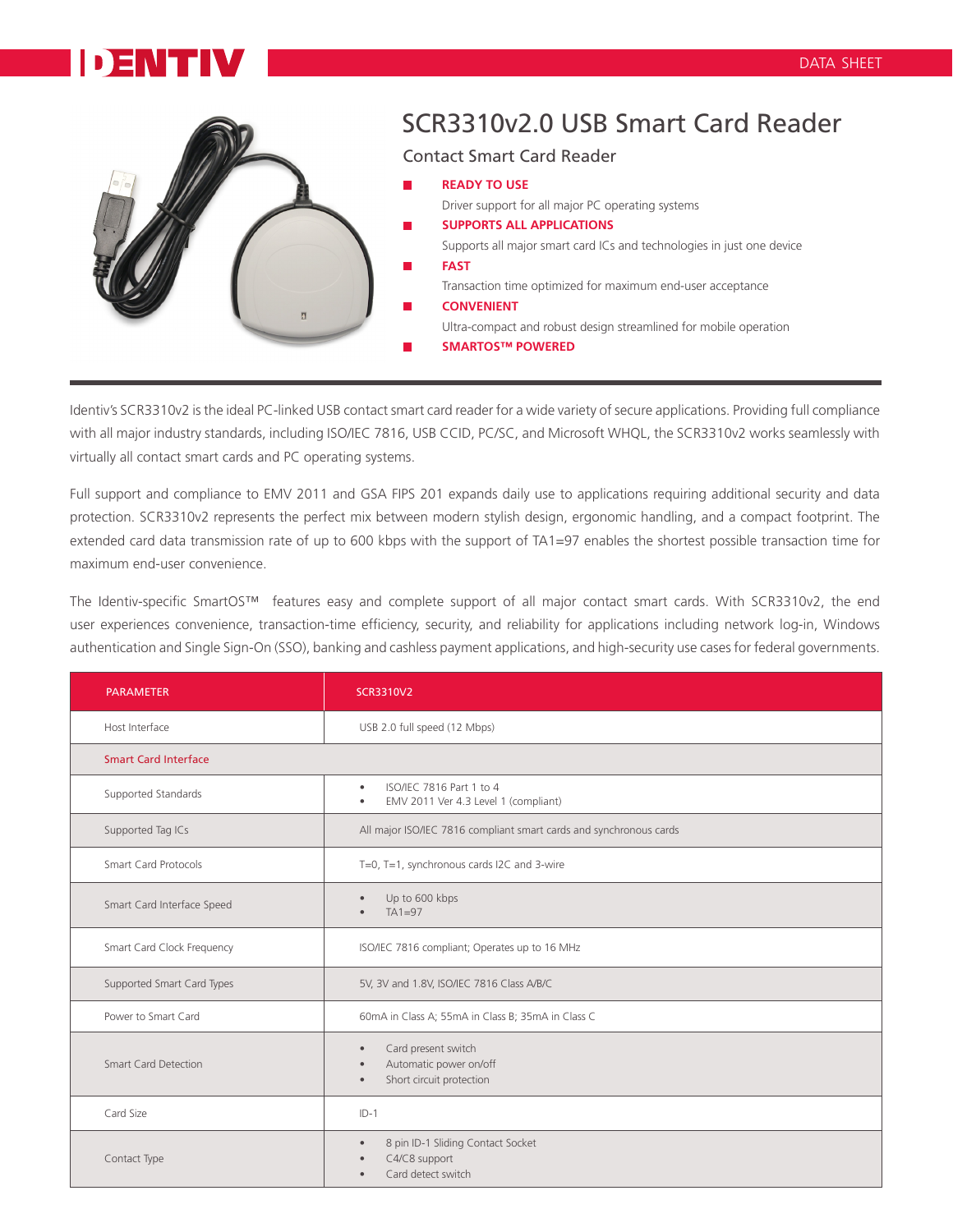IDENTIV

DATA SHEET

# SCR3310v2.0 USB Smart Card Reader

## Contact Smart Card Reader

- **READY TO USE**
  Driver support for all major PC operating systems
- **SUPPORTS ALL APPLICATIONS**
  Supports all major smart card ICs and technologies in just one device
- **FAST**
  Transaction time optimized for maximum end-user acceptance
- **CONVENIENT**
  Ultra-compact and robust design streamlined for mobile operation
- **SMARTOS™ POWERED**

Identiv's SCR3310v2 is the ideal PC-linked USB contact smart card reader for a wide variety of secure applications. Providing full compliance with all major industry standards, including ISO/IEC 7816, USB CCID, PC/SC, and Microsoft WHQL, the SCR3310v2 works seamlessly with virtually all contact smart cards and PC operating systems.

Full support and compliance to EMV 2011 and GSA FIPS 201 expands daily use to applications requiring additional security and data protection. SCR3310v2 represents the perfect mix between modern stylish design, ergonomic handling, and a compact footprint. The extended card data transmission rate of up to 600 kbps with the support of TA1=97 enables the shortest possible transaction time for maximum end-user convenience.

The Identiv-specific SmartOS™ features easy and complete support of all major contact smart cards. With SCR3310v2, the end user experiences convenience, transaction-time efficiency, security, and reliability for applications including network log-in, Windows authentication and Single Sign-On (SSO), banking and cashless payment applications, and high-security use cases for federal governments.

| PARAMETER | SCR3310V2 |
|---|---|
| Host Interface | USB 2.0 full speed (12 Mbps) |
| **Smart Card Interface** | |
| Supported Standards | • ISO/IEC 7816 Part 1 to 4<br>• EMV 2011 Ver 4.3 Level 1 (compliant) |
| Supported Tag ICs | All major ISO/IEC 7816 compliant smart cards and synchronous cards |
| Smart Card Protocols | T=0, T=1, synchronous cards I2C and 3-wire |
| Smart Card Interface Speed | • Up to 600 kbps<br>• TA1=97 |
| Smart Card Clock Frequency | ISO/IEC 7816 compliant; Operates up to 16 MHz |
| Supported Smart Card Types | 5V, 3V and 1.8V, ISO/IEC 7816 Class A/B/C |
| Power to Smart Card | 60mA in Class A; 55mA in Class B; 35mA in Class C |
| Smart Card Detection | • Card present switch<br>• Automatic power on/off<br>• Short circuit protection |
| Card Size | ID-1 |
| Contact Type | • 8 pin ID-1 Sliding Contact Socket<br>• C4/C8 support<br>• Card detect switch |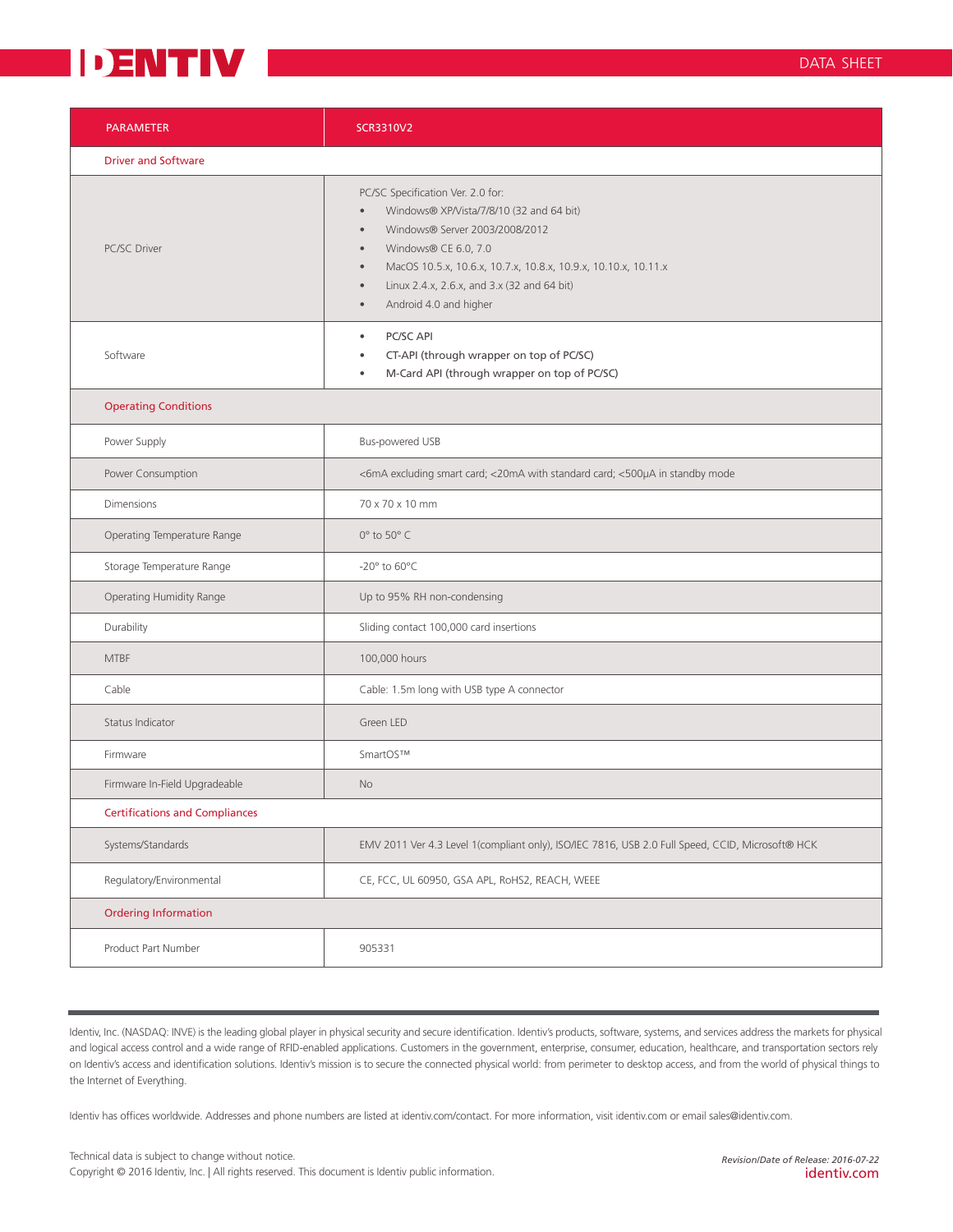| PARAMETER | SCR3310V2 |
|---|---|
| **Driver and Software** | |
| PC/SC Driver | PC/SC Specification Ver. 2.0 for:<br>• Windows® XP/Vista/7/8/10 (32 and 64 bit)<br>• Windows® Server 2003/2008/2012<br>• Windows® CE 6.0, 7.0<br>• MacOS 10.5.x, 10.6.x, 10.7.x, 10.8.x, 10.9.x, 10.10.x, 10.11.x<br>• Linux 2.4.x, 2.6.x, and 3.x (32 and 64 bit)<br>• Android 4.0 and higher |
| Software | • PC/SC API<br>• CT-API (through wrapper on top of PC/SC)<br>• M-Card API (through wrapper on top of PC/SC) |
| **Operating Conditions** | |
| Power Supply | Bus-powered USB |
| Power Consumption | <6mA excluding smart card; <20mA with standard card; <500µA in standby mode |
| Dimensions | 70 x 70 x 10 mm |
| Operating Temperature Range | 0° to 50° C |
| Storage Temperature Range | -20° to 60°C |
| Operating Humidity Range | Up to 95% RH non-condensing |
| Durability | Sliding contact 100,000 card insertions |
| MTBF | 100,000 hours |
| Cable | Cable: 1.5m long with USB type A connector |
| Status Indicator | Green LED |
| Firmware | SmartOS™ |
| Firmware In-Field Upgradeable | No |
| **Certifications and Compliances** | |
| Systems/Standards | EMV 2011 Ver 4.3 Level 1(compliant only), ISO/IEC 7816, USB 2.0 Full Speed, CCID, Microsoft® HCK |
| Regulatory/Environmental | CE, FCC, UL 60950, GSA APL, RoHS2, REACH, WEEE |
| **Ordering Information** | |
| Product Part Number | 905331 |

Identiv, Inc. (NASDAQ: INVE) is the leading global player in physical security and secure identification. Identiv's products, software, systems, and services address the markets for physical and logical access control and a wide range of RFID-enabled applications. Customers in the government, enterprise, consumer, education, healthcare, and transportation sectors rely on Identiv's access and identification solutions. Identiv's mission is to secure the connected physical world: from perimeter to desktop access, and from the world of physical things to the Internet of Everything.

Identiv has offices worldwide. Addresses and phone numbers are listed at identiv.com/contact. For more information, visit identiv.com or email sales@identiv.com.

Technical data is subject to change without notice.
Copyright © 2016 Identiv, Inc. | All rights reserved. This document is Identiv public information.

*Revision/Date of Release: 2016-07-22*
identiv.com